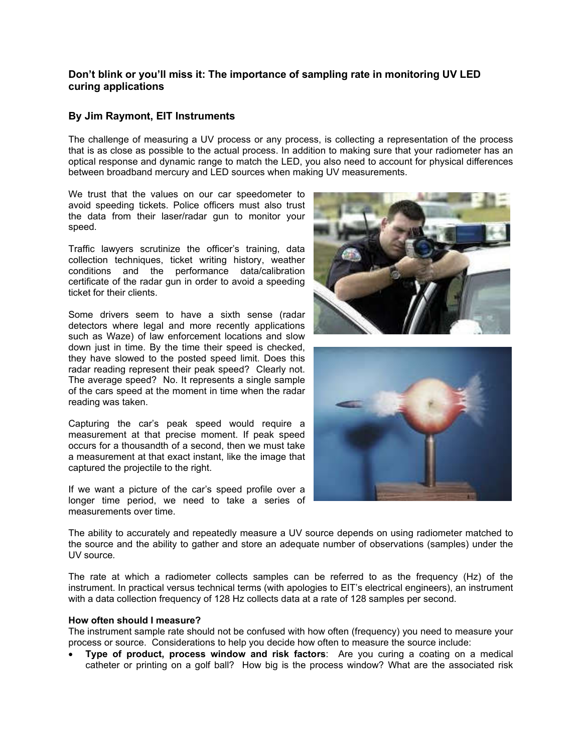# Don't blink or you'll miss it: The importance of sampling rate in monitoring UV LED curing applications

## By Jim Raymont, EIT Instruments

The challenge of measuring a UV process or any process, is collecting a representation of the process that is as close as possible to the actual process. In addition to making sure that your radiometer has an optical response and dynamic range to match the LED, you also need to account for physical differences between broadband mercury and LED sources when making UV measurements.

We trust that the values on our car speedometer to avoid speeding tickets. Police officers must also trust the data from their laser/radar gun to monitor your speed.

Traffic lawyers scrutinize the officer's training, data collection techniques, ticket writing history, weather conditions and the performance data/calibration certificate of the radar gun in order to avoid a speeding ticket for their clients.

Some drivers seem to have a sixth sense (radar detectors where legal and more recently applications such as Waze) of law enforcement locations and slow down just in time. By the time their speed is checked, they have slowed to the posted speed limit. Does this radar reading represent their peak speed? Clearly not. The average speed? No. It represents a single sample of the cars speed at the moment in time when the radar reading was taken.

Capturing the car's peak speed would require a measurement at that precise moment. If peak speed occurs for a thousandth of a second, then we must take a measurement at that exact instant, like the image that captured the projectile to the right.

If we want a picture of the car's speed profile over a longer time period, we need to take a series of measurements over time.

The ability to accurately and repeatedly measure a UV source depends on using radiometer matched to the source and the ability to gather and store an adequate number of observations (samples) under the UV source.

The rate at which a radiometer collects samples can be referred to as the frequency (Hz) of the instrument. In practical versus technical terms (with apologies to EIT's electrical engineers), an instrument with a data collection frequency of 128 Hz collects data at a rate of 128 samples per second.

**How often should I measure?**

The instrument sample rate should not be confused with how often (frequency) you need to measure your process or source. Considerations to help you decide how often to measure the source include:

- **Type of product, process window and risk factors**: Are you curing a coating on a medical catheter or printing on a golf ball? How big is the process window? What are the associated risk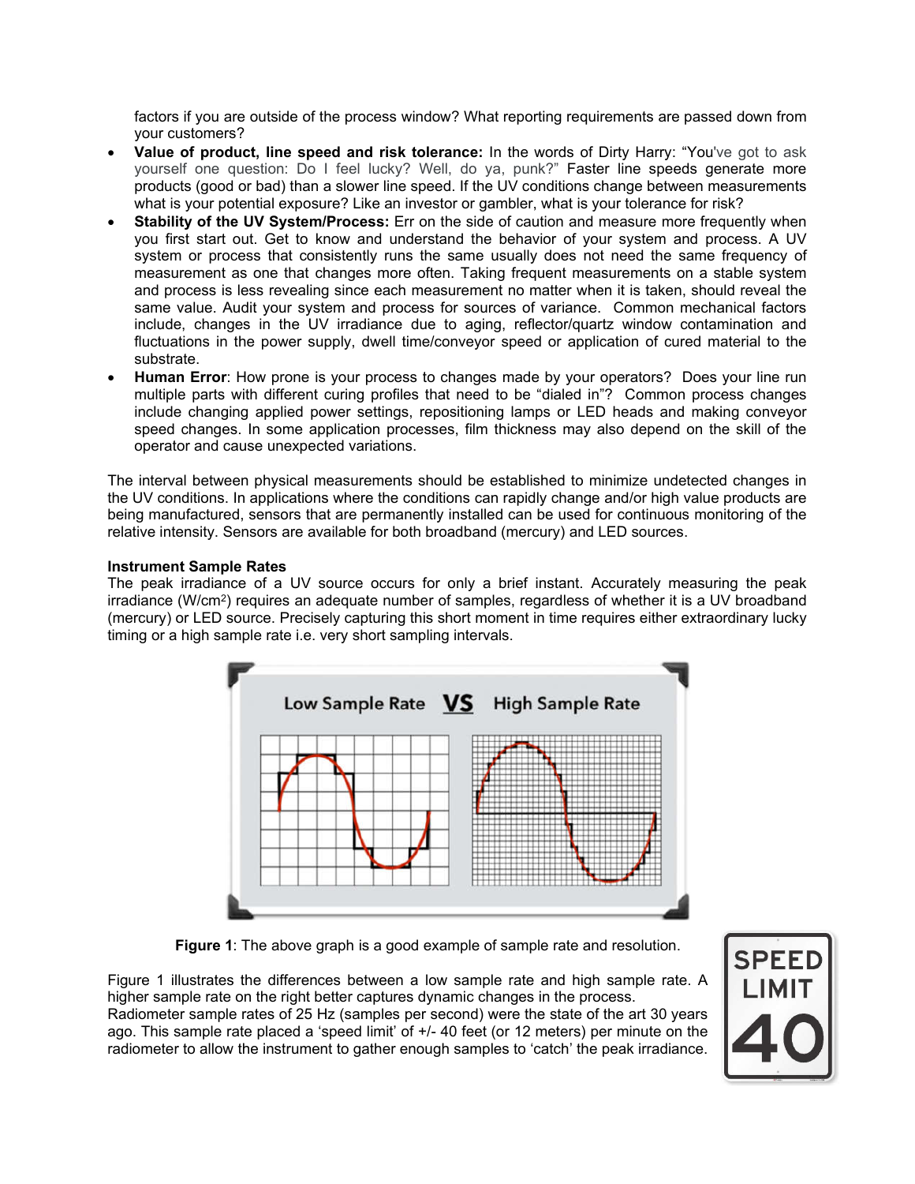factors if you are outside of the process window? What reporting requirements are passed down from your customers?

- **Value of product, line speed and risk tolerance:** In the words of Dirty Harry: "You've got to ask yourself one question: Do I feel lucky? Well, do ya, punk?" Faster line speeds generate more products (good or bad) than a slower line speed. If the UV conditions change between measurements what is your potential exposure? Like an investor or gambler, what is your tolerance for risk?
- **Stability of the UV System/Process:** Err on the side of caution and measure more frequently when you first start out. Get to know and understand the behavior of your system and process. A UV system or process that consistently runs the same usually does not need the same frequency of measurement as one that changes more often. Taking frequent measurements on a stable system and process is less revealing since each measurement no matter when it is taken, should reveal the same value. Audit your system and process for sources of variance. Common mechanical factors include, changes in the UV irradiance due to aging, reflector/quartz window contamination and fluctuations in the power supply, dwell time/conveyor speed or application of cured material to the substrate.
- **Human Error**: How prone is your process to changes made by your operators? Does your line run multiple parts with different curing profiles that need to be "dialed in"? Common process changes include changing applied power settings, repositioning lamps or LED heads and making conveyor speed changes. In some application processes, film thickness may also depend on the skill of the operator and cause unexpected variations.

The interval between physical measurements should be established to minimize undetected changes in the UV conditions. In applications where the conditions can rapidly change and/or high value products are being manufactured, sensors that are permanently installed can be used for continuous monitoring of the relative intensity. Sensors are available for both broadband (mercury) and LED sources.

**Instrument Sample Rates**

The peak irradiance of a UV source occurs for only a brief instant. Accurately measuring the peak irradiance ($W/cm^2$) requires an adequate number of samples, regardless of whether it is a UV broadband (mercury) or LED source. Precisely capturing this short moment in time requires either extraordinary lucky timing or a high sample rate i.e. very short sampling intervals.

**Figure 1**: The above graph is a good example of sample rate and resolution.

Figure 1 illustrates the differences between a low sample rate and high sample rate. A higher sample rate on the right better captures dynamic changes in the process.

Radiometer sample rates of 25 Hz (samples per second) were the state of the art 30 years ago. This sample rate placed a 'speed limit' of +/- 40 feet (or 12 meters) per minute on the radiometer to allow the instrument to gather enough samples to 'catch' the peak irradiance.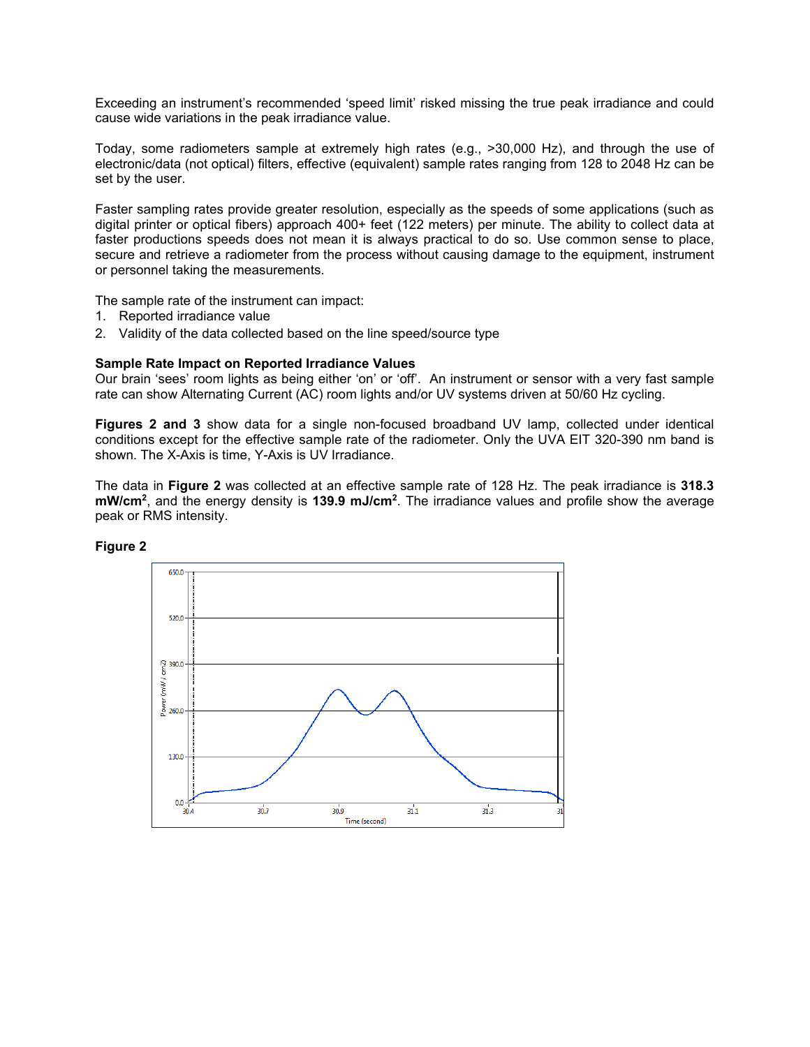Exceeding an instrument's recommended 'speed limit' risked missing the true peak irradiance and could cause wide variations in the peak irradiance value.

Today, some radiometers sample at extremely high rates (e.g., >30,000 Hz), and through the use of electronic/data (not optical) filters, effective (equivalent) sample rates ranging from 128 to 2048 Hz can be set by the user.

Faster sampling rates provide greater resolution, especially as the speeds of some applications (such as digital printer or optical fibers) approach 400+ feet (122 meters) per minute. The ability to collect data at faster productions speeds does not mean it is always practical to do so. Use common sense to place, secure and retrieve a radiometer from the process without causing damage to the equipment, instrument or personnel taking the measurements.

The sample rate of the instrument can impact:

1. Reported irradiance value
2. Validity of the data collected based on the line speed/source type

**Sample Rate Impact on Reported Irradiance Values**

Our brain 'sees' room lights as being either 'on' or 'off'. An instrument or sensor with a very fast sample rate can show Alternating Current (AC) room lights and/or UV systems driven at 50/60 Hz cycling.

**Figures 2 and 3** show data for a single non-focused broadband UV lamp, collected under identical conditions except for the effective sample rate of the radiometer. Only the UVA EIT 320-390 nm band is shown. The X-Axis is time, Y-Axis is UV Irradiance.

The data in **Figure 2** was collected at an effective sample rate of 128 Hz. The peak irradiance is **318.3 mW/cm²**, and the energy density is **139.9 mJ/cm²**. The irradiance values and profile show the average peak or RMS intensity.

**Figure 2**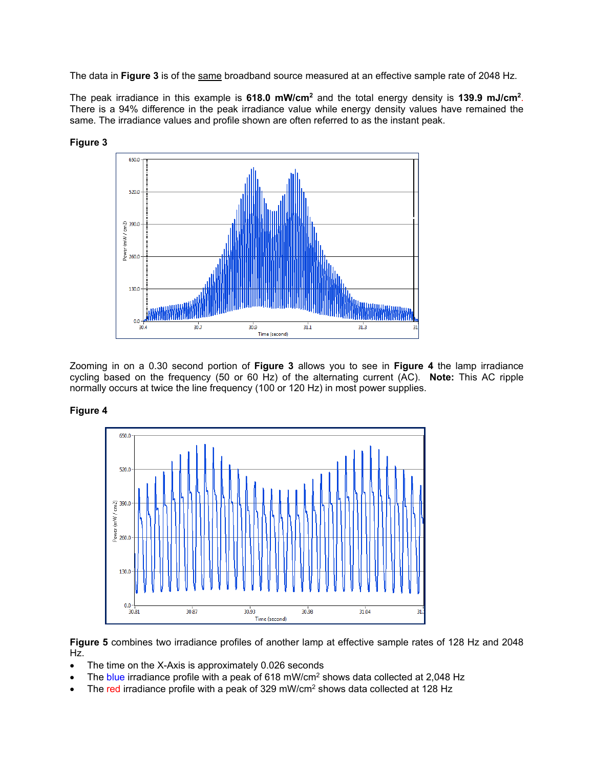The data in **Figure 3** is of the same broadband source measured at an effective sample rate of 2048 Hz.

The peak irradiance in this example is **618.0 mW/cm$^2$** and the total energy density is **139.9 mJ/cm$^2$**. There is a 94% difference in the peak irradiance value while energy density values have remained the same. The irradiance values and profile shown are often referred to as the instant peak.

**Figure 3**

Zooming in on a 0.30 second portion of **Figure 3** allows you to see in **Figure 4** the lamp irradiance cycling based on the frequency (50 or 60 Hz) of the alternating current (AC). **Note:** This AC ripple normally occurs at twice the line frequency (100 or 120 Hz) in most power supplies.

**Figure 4**

**Figure 5** combines two irradiance profiles of another lamp at effective sample rates of 128 Hz and 2048 Hz.

- The time on the X-Axis is approximately 0.026 seconds
- The blue irradiance profile with a peak of 618 mW/cm$^2$ shows data collected at 2,048 Hz
- The red irradiance profile with a peak of 329 mW/cm$^2$ shows data collected at 128 Hz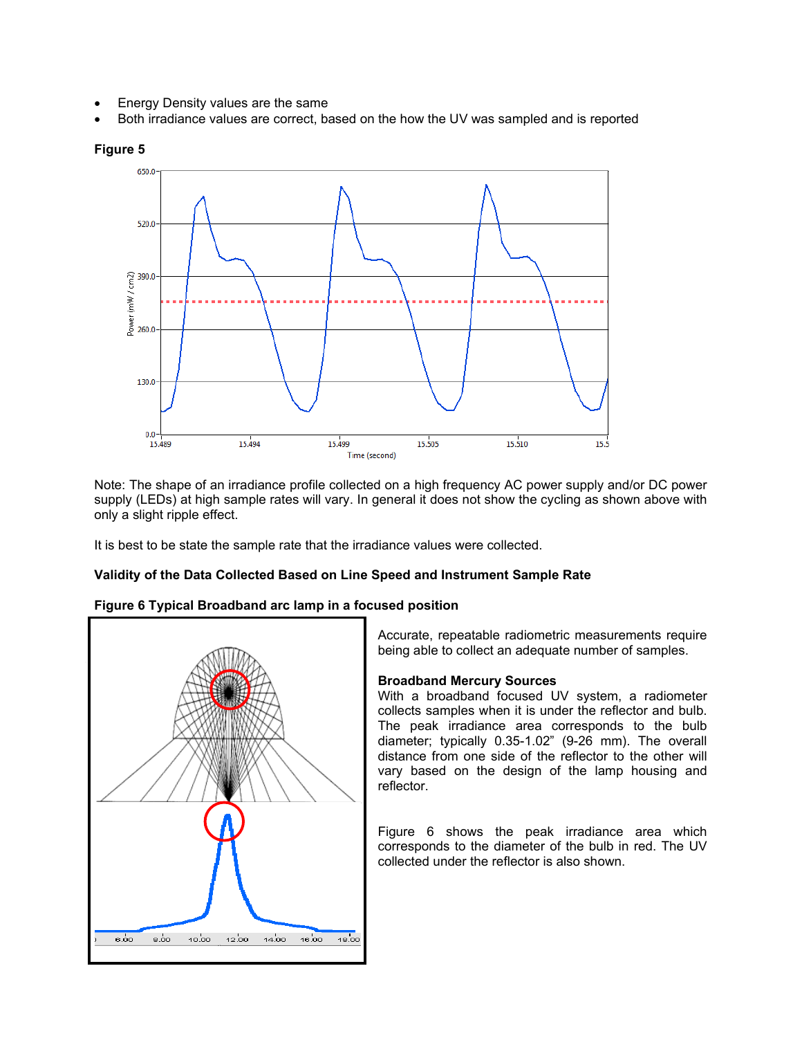- Energy Density values are the same
- Both irradiance values are correct, based on the how the UV was sampled and is reported

**Figure 5**

Note: The shape of an irradiance profile collected on a high frequency AC power supply and/or DC power supply (LEDs) at high sample rates will vary. In general it does not show the cycling as shown above with only a slight ripple effect.

It is best to be state the sample rate that the irradiance values were collected.

**Validity of the Data Collected Based on Line Speed and Instrument Sample Rate**

**Figure 6 Typical Broadband arc lamp in a focused position**

Accurate, repeatable radiometric measurements require being able to collect an adequate number of samples.

**Broadband Mercury Sources**

With a broadband focused UV system, a radiometer collects samples when it is under the reflector and bulb. The peak irradiance area corresponds to the bulb diameter; typically 0.35-1.02" (9-26 mm). The overall distance from one side of the reflector to the other will vary based on the design of the lamp housing and reflector.

Figure 6 shows the peak irradiance area which corresponds to the diameter of the bulb in red. The UV collected under the reflector is also shown.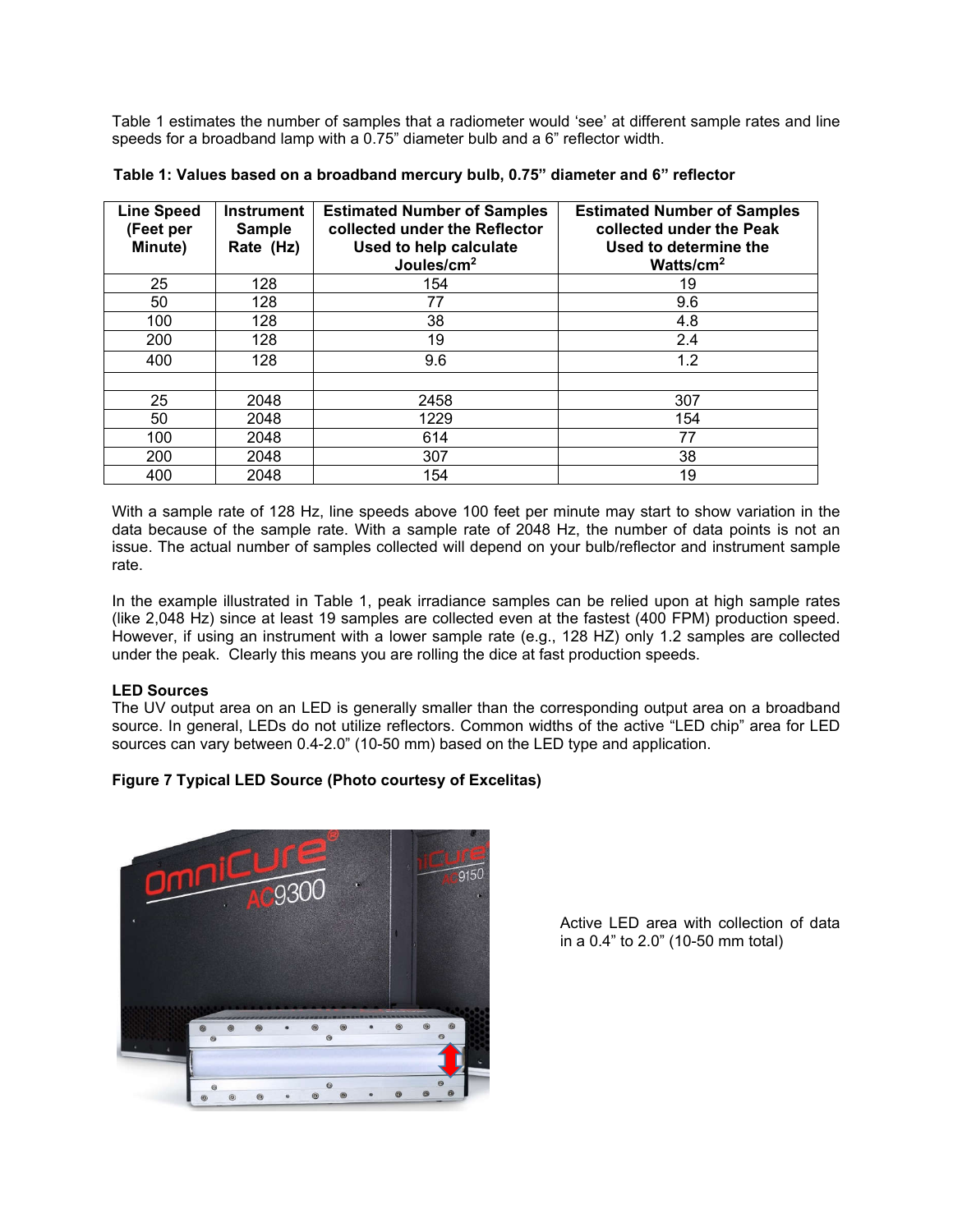Table 1 estimates the number of samples that a radiometer would 'see' at different sample rates and line speeds for a broadband lamp with a 0.75" diameter bulb and a 6" reflector width.

**Table 1: Values based on a broadband mercury bulb, 0.75" diameter and 6" reflector**

| Line Speed (Feet per Minute) | Instrument Sample Rate (Hz) | Estimated Number of Samples collected under the Reflector Used to help calculate Joules/cm$^2$ | Estimated Number of Samples collected under the Peak Used to determine the Watts/cm$^2$ |
|---|---|---|---|
| 25 | 128 | 154 | 19 |
| 50 | 128 | 77 | 9.6 |
| 100 | 128 | 38 | 4.8 |
| 200 | 128 | 19 | 2.4 |
| 400 | 128 | 9.6 | 1.2 |
| | | | |
| 25 | 2048 | 2458 | 307 |
| 50 | 2048 | 1229 | 154 |
| 100 | 2048 | 614 | 77 |
| 200 | 2048 | 307 | 38 |
| 400 | 2048 | 154 | 19 |

With a sample rate of 128 Hz, line speeds above 100 feet per minute may start to show variation in the data because of the sample rate. With a sample rate of 2048 Hz, the number of data points is not an issue. The actual number of samples collected will depend on your bulb/reflector and instrument sample rate.

In the example illustrated in Table 1, peak irradiance samples can be relied upon at high sample rates (like 2,048 Hz) since at least 19 samples are collected even at the fastest (400 FPM) production speed. However, if using an instrument with a lower sample rate (e.g., 128 HZ) only 1.2 samples are collected under the peak. Clearly this means you are rolling the dice at fast production speeds.

**LED Sources**

The UV output area on an LED is generally smaller than the corresponding output area on a broadband source. In general, LEDs do not utilize reflectors. Common widths of the active "LED chip" area for LED sources can vary between 0.4-2.0" (10-50 mm) based on the LED type and application.

**Figure 7 Typical LED Source (Photo courtesy of Excelitas)**

Active LED area with collection of data in a 0.4" to 2.0" (10-50 mm total)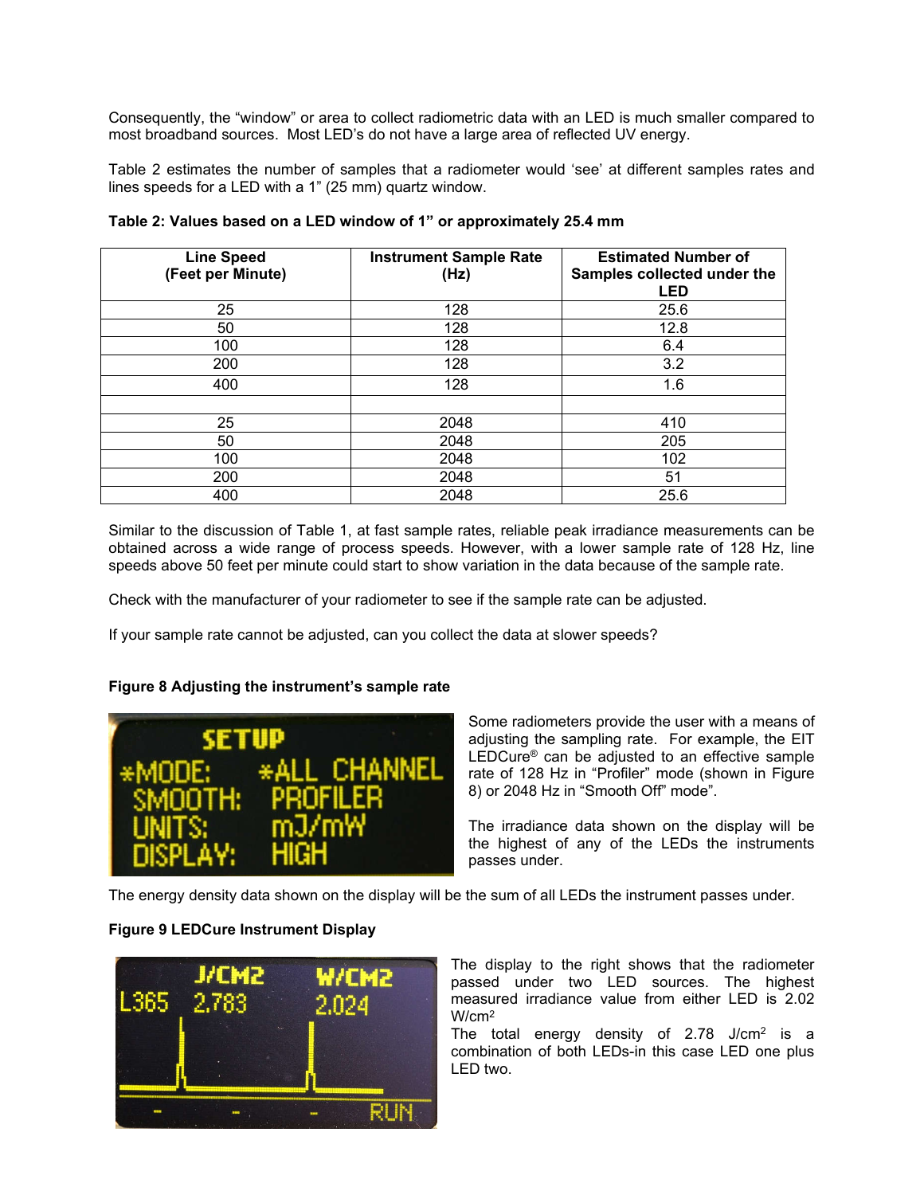Consequently, the "window" or area to collect radiometric data with an LED is much smaller compared to most broadband sources. Most LED's do not have a large area of reflected UV energy.

Table 2 estimates the number of samples that a radiometer would 'see' at different samples rates and lines speeds for a LED with a 1" (25 mm) quartz window.

**Table 2: Values based on a LED window of 1" or approximately 25.4 mm**

| Line Speed (Feet per Minute) | Instrument Sample Rate (Hz) | Estimated Number of Samples collected under the LED |
|---|---|---|
| 25 | 128 | 25.6 |
| 50 | 128 | 12.8 |
| 100 | 128 | 6.4 |
| 200 | 128 | 3.2 |
| 400 | 128 | 1.6 |
| | | |
| 25 | 2048 | 410 |
| 50 | 2048 | 205 |
| 100 | 2048 | 102 |
| 200 | 2048 | 51 |
| 400 | 2048 | 25.6 |

Similar to the discussion of Table 1, at fast sample rates, reliable peak irradiance measurements can be obtained across a wide range of process speeds. However, with a lower sample rate of 128 Hz, line speeds above 50 feet per minute could start to show variation in the data because of the sample rate.

Check with the manufacturer of your radiometer to see if the sample rate can be adjusted.

If your sample rate cannot be adjusted, can you collect the data at slower speeds?

**Figure 8 Adjusting the instrument's sample rate**

Some radiometers provide the user with a means of adjusting the sampling rate. For example, the EIT LEDCure® can be adjusted to an effective sample rate of 128 Hz in "Profiler" mode (shown in Figure 8) or 2048 Hz in "Smooth Off" mode".

The irradiance data shown on the display will be the highest of any of the LEDs the instruments passes under.

The energy density data shown on the display will be the sum of all LEDs the instrument passes under.

**Figure 9 LEDCure Instrument Display**

The display to the right shows that the radiometer passed under two LED sources. The highest measured irradiance value from either LED is 2.02 W/cm$^2$

The total energy density of 2.78 J/cm$^2$ is a combination of both LEDs-in this case LED one plus LED two.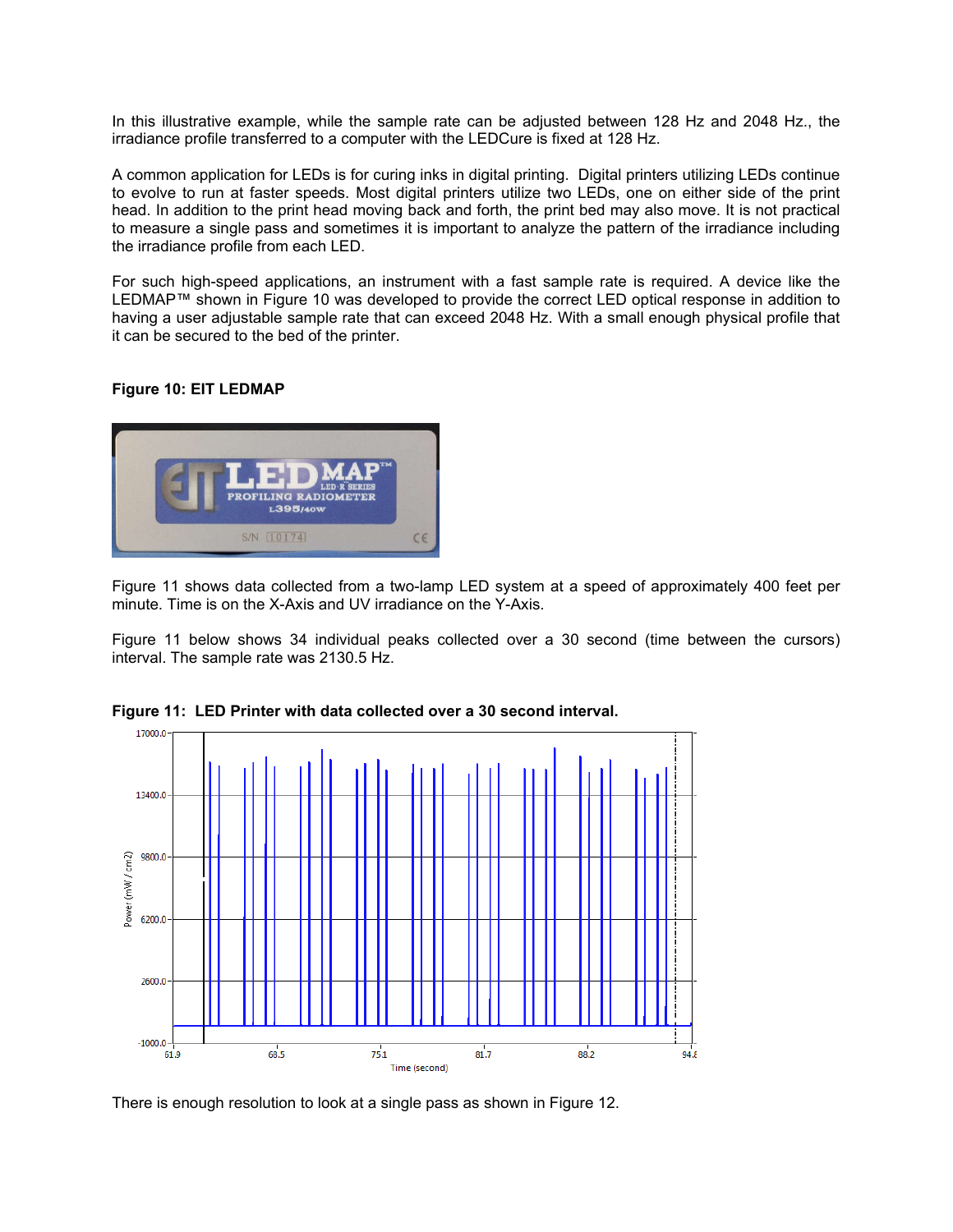In this illustrative example, while the sample rate can be adjusted between 128 Hz and 2048 Hz., the irradiance profile transferred to a computer with the LEDCure is fixed at 128 Hz.

A common application for LEDs is for curing inks in digital printing. Digital printers utilizing LEDs continue to evolve to run at faster speeds. Most digital printers utilize two LEDs, one on either side of the print head. In addition to the print head moving back and forth, the print bed may also move. It is not practical to measure a single pass and sometimes it is important to analyze the pattern of the irradiance including the irradiance profile from each LED.

For such high-speed applications, an instrument with a fast sample rate is required. A device like the LEDMAP™ shown in Figure 10 was developed to provide the correct LED optical response in addition to having a user adjustable sample rate that can exceed 2048 Hz. With a small enough physical profile that it can be secured to the bed of the printer.

**Figure 10: EIT LEDMAP**

Figure 11 shows data collected from a two-lamp LED system at a speed of approximately 400 feet per minute. Time is on the X-Axis and UV irradiance on the Y-Axis.

Figure 11 below shows 34 individual peaks collected over a 30 second (time between the cursors) interval. The sample rate was 2130.5 Hz.

**Figure 11: LED Printer with data collected over a 30 second interval.**

There is enough resolution to look at a single pass as shown in Figure 12.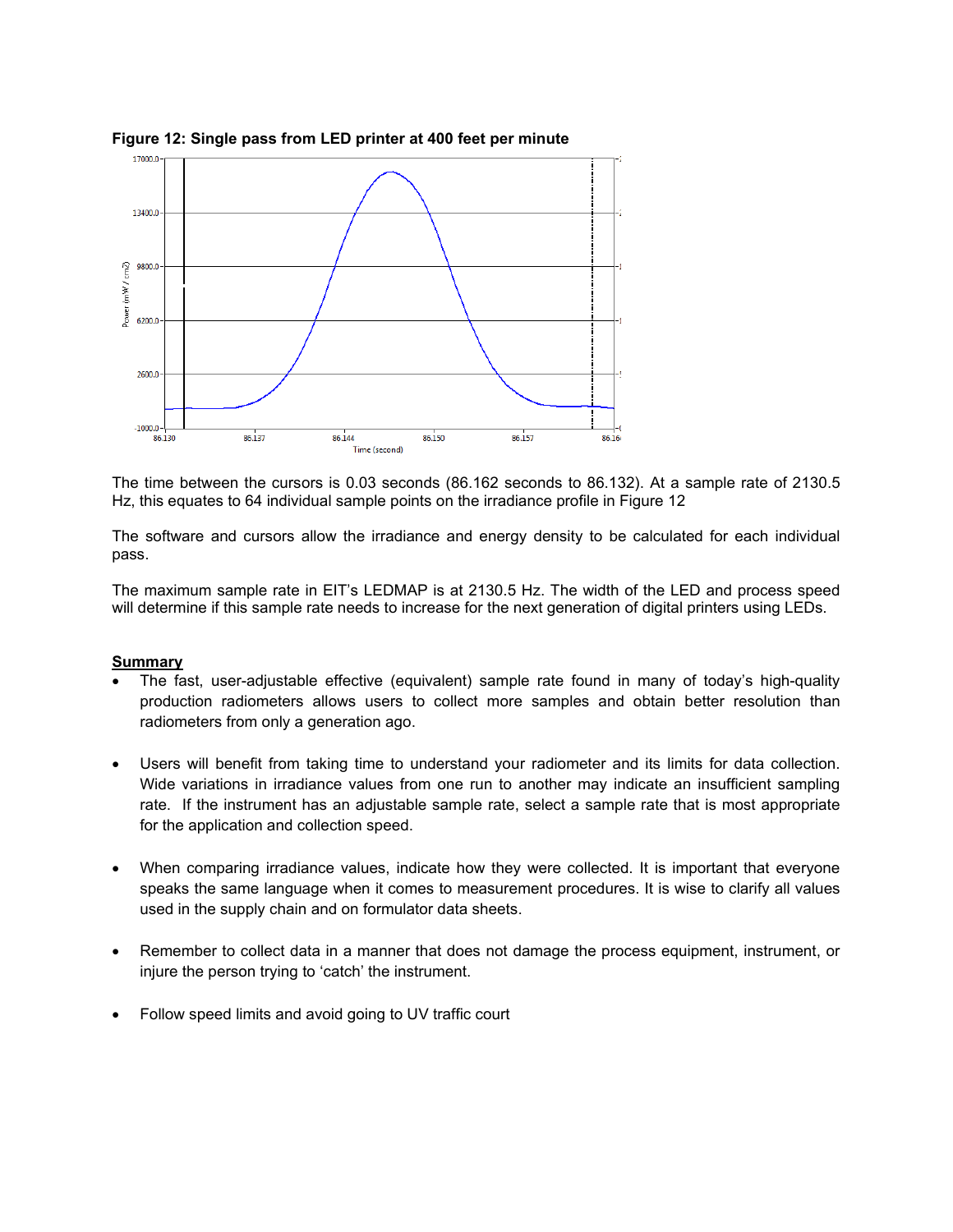**Figure 12: Single pass from LED printer at 400 feet per minute**

17000.0
13400.0
9800.0
6200.0
2600.0
-1000.0
Power (mW / cm2)
86.130
86.137
86.144
86.150
86.157
86.16
Time (second)

The time between the cursors is 0.03 seconds (86.162 seconds to 86.132). At a sample rate of 2130.5 Hz, this equates to 64 individual sample points on the irradiance profile in Figure 12

The software and cursors allow the irradiance and energy density to be calculated for each individual pass.

The maximum sample rate in EIT's LEDMAP is at 2130.5 Hz. The width of the LED and process speed will determine if this sample rate needs to increase for the next generation of digital printers using LEDs.

**<u>Summary</u>**

- The fast, user-adjustable effective (equivalent) sample rate found in many of today's high-quality production radiometers allows users to collect more samples and obtain better resolution than radiometers from only a generation ago.

- Users will benefit from taking time to understand your radiometer and its limits for data collection. Wide variations in irradiance values from one run to another may indicate an insufficient sampling rate. If the instrument has an adjustable sample rate, select a sample rate that is most appropriate for the application and collection speed.

- When comparing irradiance values, indicate how they were collected. It is important that everyone speaks the same language when it comes to measurement procedures. It is wise to clarify all values used in the supply chain and on formulator data sheets.

- Remember to collect data in a manner that does not damage the process equipment, instrument, or injure the person trying to 'catch' the instrument.

- Follow speed limits and avoid going to UV traffic court